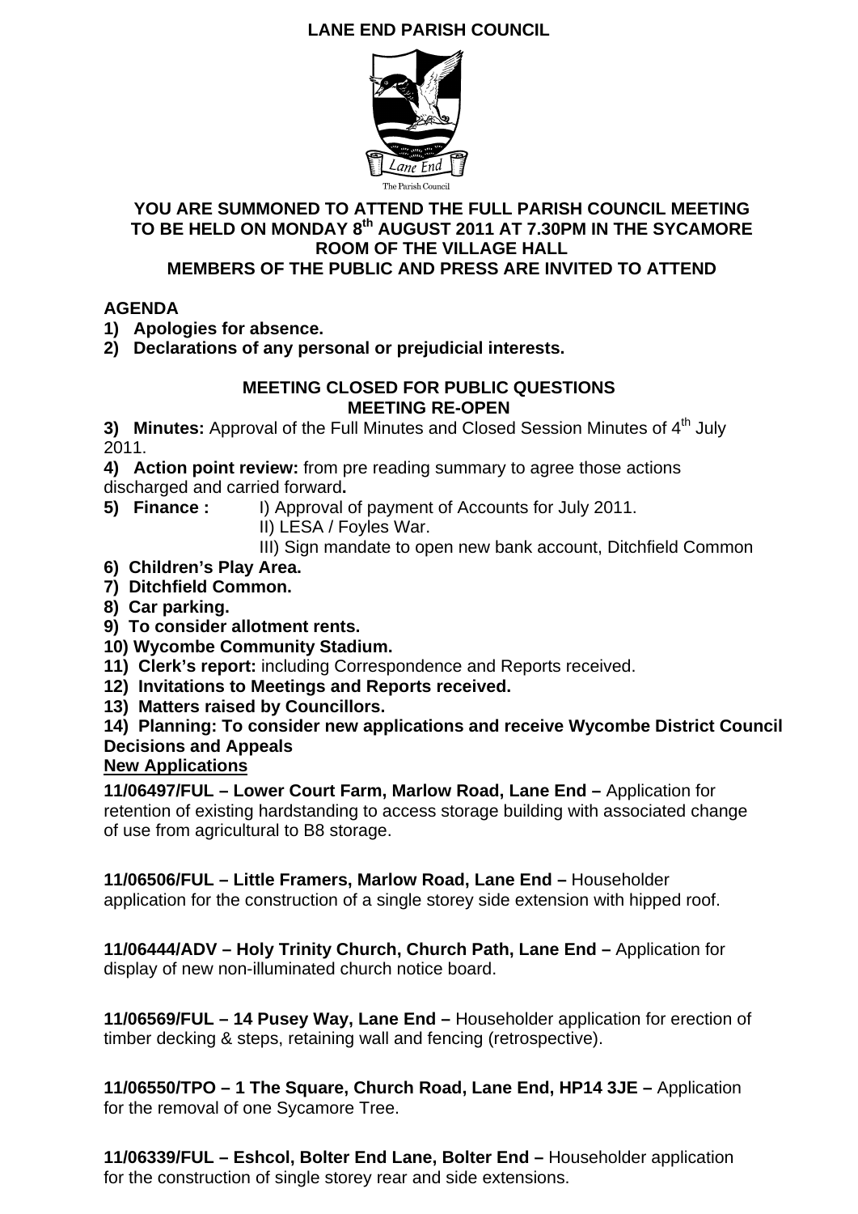# LANE END PARISH COUNCIL

The Parish Council

## YOU ARE SUMMONED TO ATTEND THE FULL PARISH COUNCIL MEETING TO BE HELD ON MONDAY 8th AUGUST 2011 AT 7.30PM IN THE SYCAMORE ROOM OF THE VILLAGE HALL

## MEMBERS OF THE PUBLIC AND PRESS ARE INVITED TO ATTEND

**AGENDA**

1) **Apologies for absence.**
2) **Declarations of any personal or prejudicial interests.**

**MEETING CLOSED FOR PUBLIC QUESTIONS**
**MEETING RE-OPEN**

3) **Minutes:** Approval of the Full Minutes and Closed Session Minutes of 4th July 2011.
4) **Action point review:** from pre reading summary to agree those actions discharged and carried forward**.**
5) **Finance :** I) Approval of payment of Accounts for July 2011.
   II) LESA / Foyles War.
   III) Sign mandate to open new bank account, Ditchfield Common
6) **Children's Play Area.**
7) **Ditchfield Common.**
8) **Car parking.**
9) **To consider allotment rents.**
10) **Wycombe Community Stadium.**
11) **Clerk's report:** including Correspondence and Reports received.
12) **Invitations to Meetings and Reports received.**
13) **Matters raised by Councillors.**
14) **Planning: To consider new applications and receive Wycombe District Council Decisions and Appeals**

**New Applications**

**11/06497/FUL – Lower Court Farm, Marlow Road, Lane End –** Application for retention of existing hardstanding to access storage building with associated change of use from agricultural to B8 storage.

**11/06506/FUL – Little Framers, Marlow Road, Lane End –** Householder application for the construction of a single storey side extension with hipped roof.

**11/06444/ADV – Holy Trinity Church, Church Path, Lane End –** Application for display of new non-illuminated church notice board.

**11/06569/FUL – 14 Pusey Way, Lane End –** Householder application for erection of timber decking & steps, retaining wall and fencing (retrospective).

**11/06550/TPO – 1 The Square, Church Road, Lane End, HP14 3JE –** Application for the removal of one Sycamore Tree.

**11/06339/FUL – Eshcol, Bolter End Lane, Bolter End –** Householder application for the construction of single storey rear and side extensions.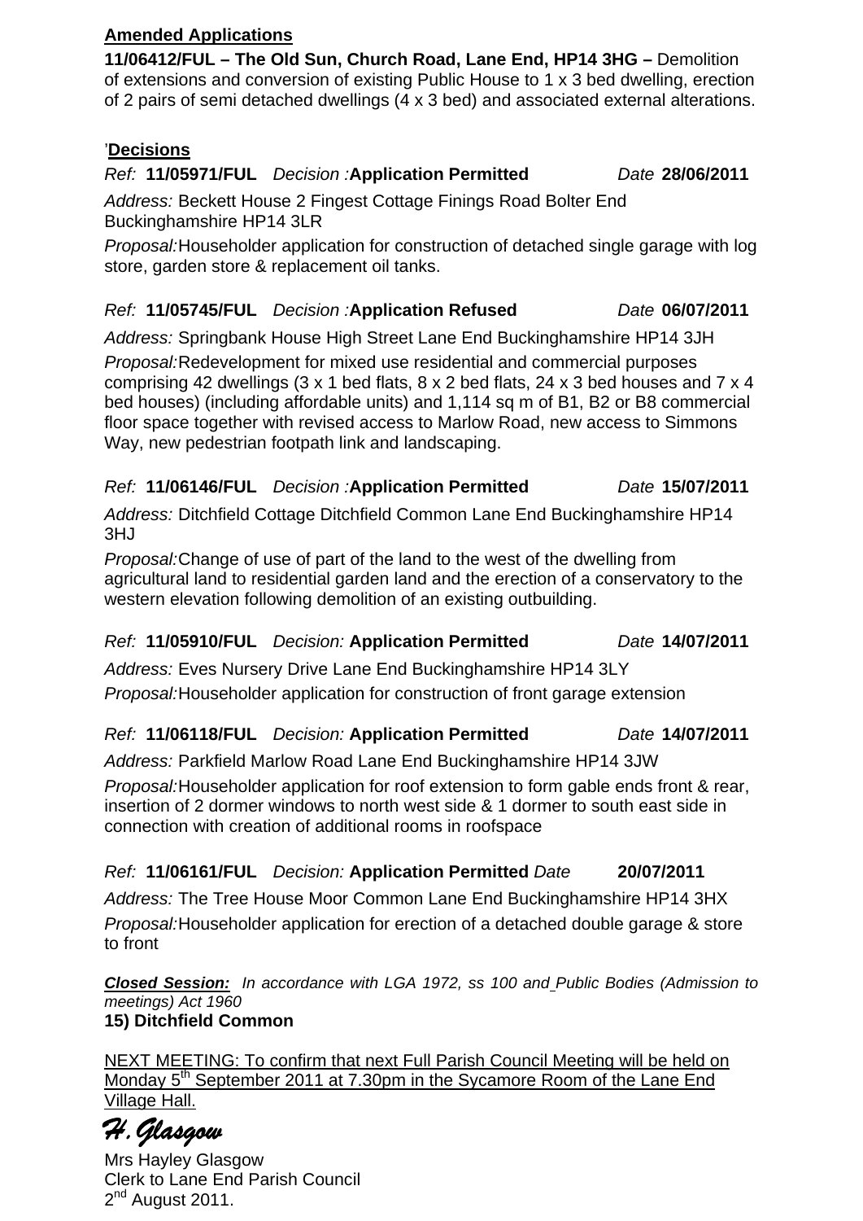**Amended Applications**

**11/06412/FUL – The Old Sun, Church Road, Lane End, HP14 3HG –** Demolition of extensions and conversion of existing Public House to 1 x 3 bed dwelling, erection of 2 pairs of semi detached dwellings (4 x 3 bed) and associated external alterations.

'**Decisions**

*Ref:* **11/05971/FUL** *Decision :***Application Permitted** *Date* **28/06/2011**

*Address:* Beckett House 2 Fingest Cottage Finings Road Bolter End Buckinghamshire HP14 3LR

*Proposal:*Householder application for construction of detached single garage with log store, garden store & replacement oil tanks.

*Ref:* **11/05745/FUL** *Decision :***Application Refused** *Date* **06/07/2011**

*Address:* Springbank House High Street Lane End Buckinghamshire HP14 3JH

*Proposal:*Redevelopment for mixed use residential and commercial purposes comprising 42 dwellings (3 x 1 bed flats, 8 x 2 bed flats, 24 x 3 bed houses and 7 x 4 bed houses) (including affordable units) and 1,114 sq m of B1, B2 or B8 commercial floor space together with revised access to Marlow Road, new access to Simmons Way, new pedestrian footpath link and landscaping.

*Ref:* **11/06146/FUL** *Decision :***Application Permitted** *Date* **15/07/2011**

*Address:* Ditchfield Cottage Ditchfield Common Lane End Buckinghamshire HP14 3HJ

*Proposal:*Change of use of part of the land to the west of the dwelling from agricultural land to residential garden land and the erection of a conservatory to the western elevation following demolition of an existing outbuilding.

*Ref:* **11/05910/FUL** *Decision:* **Application Permitted** *Date* **14/07/2011**

*Address:* Eves Nursery Drive Lane End Buckinghamshire HP14 3LY

*Proposal:*Householder application for construction of front garage extension

*Ref:* **11/06118/FUL** *Decision:* **Application Permitted** *Date* **14/07/2011**

*Address:* Parkfield Marlow Road Lane End Buckinghamshire HP14 3JW

*Proposal:*Householder application for roof extension to form gable ends front & rear, insertion of 2 dormer windows to north west side & 1 dormer to south east side in connection with creation of additional rooms in roofspace

*Ref:* **11/06161/FUL** *Decision:* **Application Permitted** *Date* **20/07/2011**

*Address:* The Tree House Moor Common Lane End Buckinghamshire HP14 3HX

*Proposal:*Householder application for erection of a detached double garage & store to front

***Closed Session:*** *In accordance with LGA 1972, ss 100 and Public Bodies (Admission to meetings) Act 1960*

**15) Ditchfield Common**

NEXT MEETING: To confirm that next Full Parish Council Meeting will be held on Monday 5th September 2011 at 7.30pm in the Sycamore Room of the Lane End Village Hall.

*H.Glasgow*

Mrs Hayley Glasgow
Clerk to Lane End Parish Council
2nd August 2011.